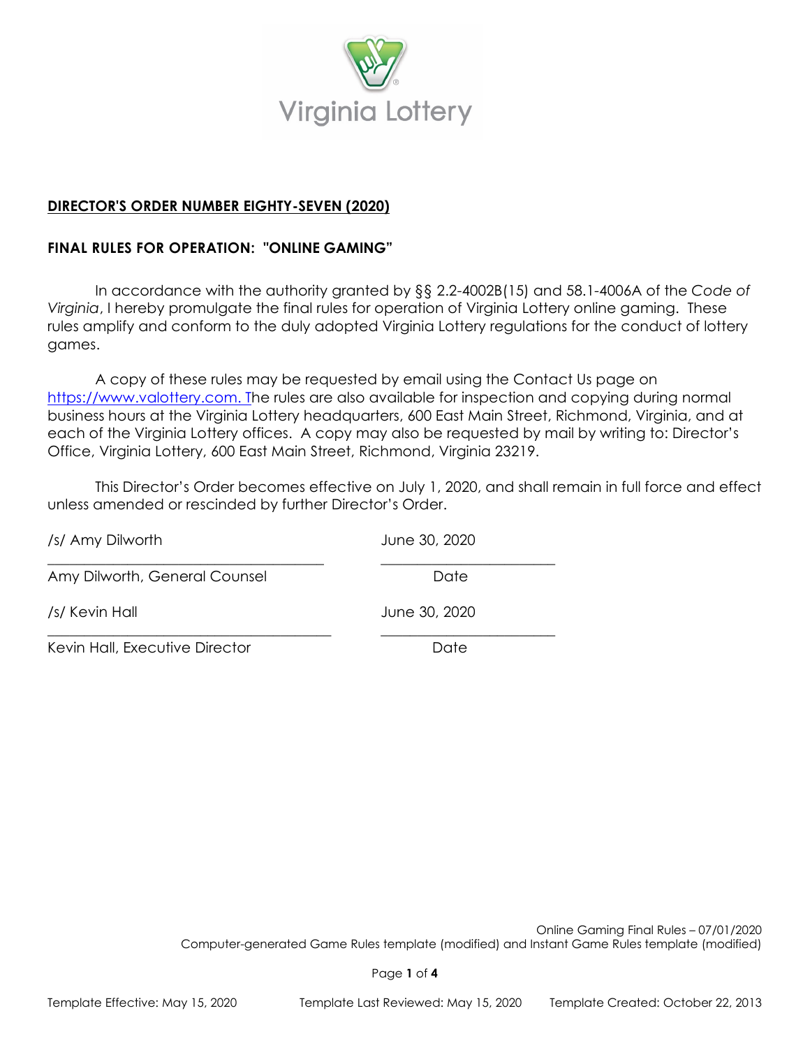**DIRECTOR'S ORDER NUMBER EIGHTY-SEVEN (2020)**

**FINAL RULES FOR OPERATION: "ONLINE GAMING"**

In accordance with the authority granted by §§ 2.2-4002B(15) and 58.1-4006A of the *Code of Virginia*, I hereby promulgate the final rules for operation of Virginia Lottery online gaming. These rules amplify and conform to the duly adopted Virginia Lottery regulations for the conduct of lottery games.

A copy of these rules may be requested by email using the Contact Us page on https://www.valottery.com. The rules are also available for inspection and copying during normal business hours at the Virginia Lottery headquarters, 600 East Main Street, Richmond, Virginia, and at each of the Virginia Lottery offices. A copy may also be requested by mail by writing to: Director's Office, Virginia Lottery, 600 East Main Street, Richmond, Virginia 23219.

This Director's Order becomes effective on July 1, 2020, and shall remain in full force and effect unless amended or rescinded by further Director's Order.

| | |
|---|---|
| /s/ Amy Dilworth | June 30, 2020 |
| Amy Dilworth, General Counsel | Date |
| /s/ Kevin Hall | June 30, 2020 |
| Kevin Hall, Executive Director | Date |

Online Gaming Final Rules – 07/01/2020
Computer-generated Game Rules template (modified) and Instant Game Rules template (modified)

Template Effective: May 15, 2020 Template Last Reviewed: May 15, 2020 Template Created: October 22, 2013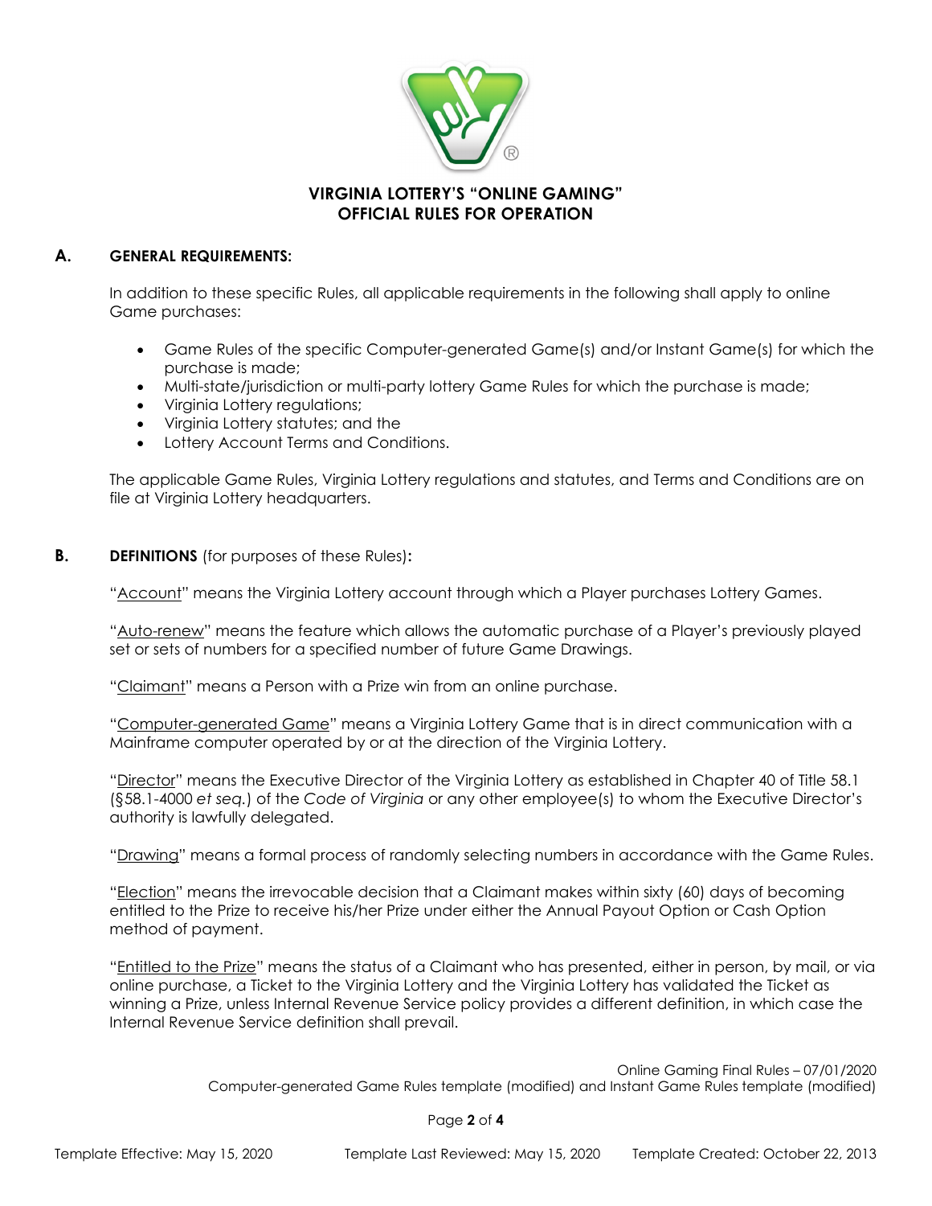# VIRGINIA LOTTERY'S "ONLINE GAMING" OFFICIAL RULES FOR OPERATION

## A. GENERAL REQUIREMENTS:

In addition to these specific Rules, all applicable requirements in the following shall apply to online Game purchases:

- Game Rules of the specific Computer-generated Game(s) and/or Instant Game(s) for which the purchase is made;
- Multi-state/jurisdiction or multi-party lottery Game Rules for which the purchase is made;
- Virginia Lottery regulations;
- Virginia Lottery statutes; and the
- Lottery Account Terms and Conditions.

The applicable Game Rules, Virginia Lottery regulations and statutes, and Terms and Conditions are on file at Virginia Lottery headquarters.

## B. DEFINITIONS (for purposes of these Rules):

"Account" means the Virginia Lottery account through which a Player purchases Lottery Games.

"Auto-renew" means the feature which allows the automatic purchase of a Player's previously played set or sets of numbers for a specified number of future Game Drawings.

"Claimant" means a Person with a Prize win from an online purchase.

"Computer-generated Game" means a Virginia Lottery Game that is in direct communication with a Mainframe computer operated by or at the direction of the Virginia Lottery.

"Director" means the Executive Director of the Virginia Lottery as established in Chapter 40 of Title 58.1 (§58.1-4000 *et seq.*) of the *Code of Virginia* or any other employee(s) to whom the Executive Director's authority is lawfully delegated.

"Drawing" means a formal process of randomly selecting numbers in accordance with the Game Rules.

"Election" means the irrevocable decision that a Claimant makes within sixty (60) days of becoming entitled to the Prize to receive his/her Prize under either the Annual Payout Option or Cash Option method of payment.

"Entitled to the Prize" means the status of a Claimant who has presented, either in person, by mail, or via online purchase, a Ticket to the Virginia Lottery and the Virginia Lottery has validated the Ticket as winning a Prize, unless Internal Revenue Service policy provides a different definition, in which case the Internal Revenue Service definition shall prevail.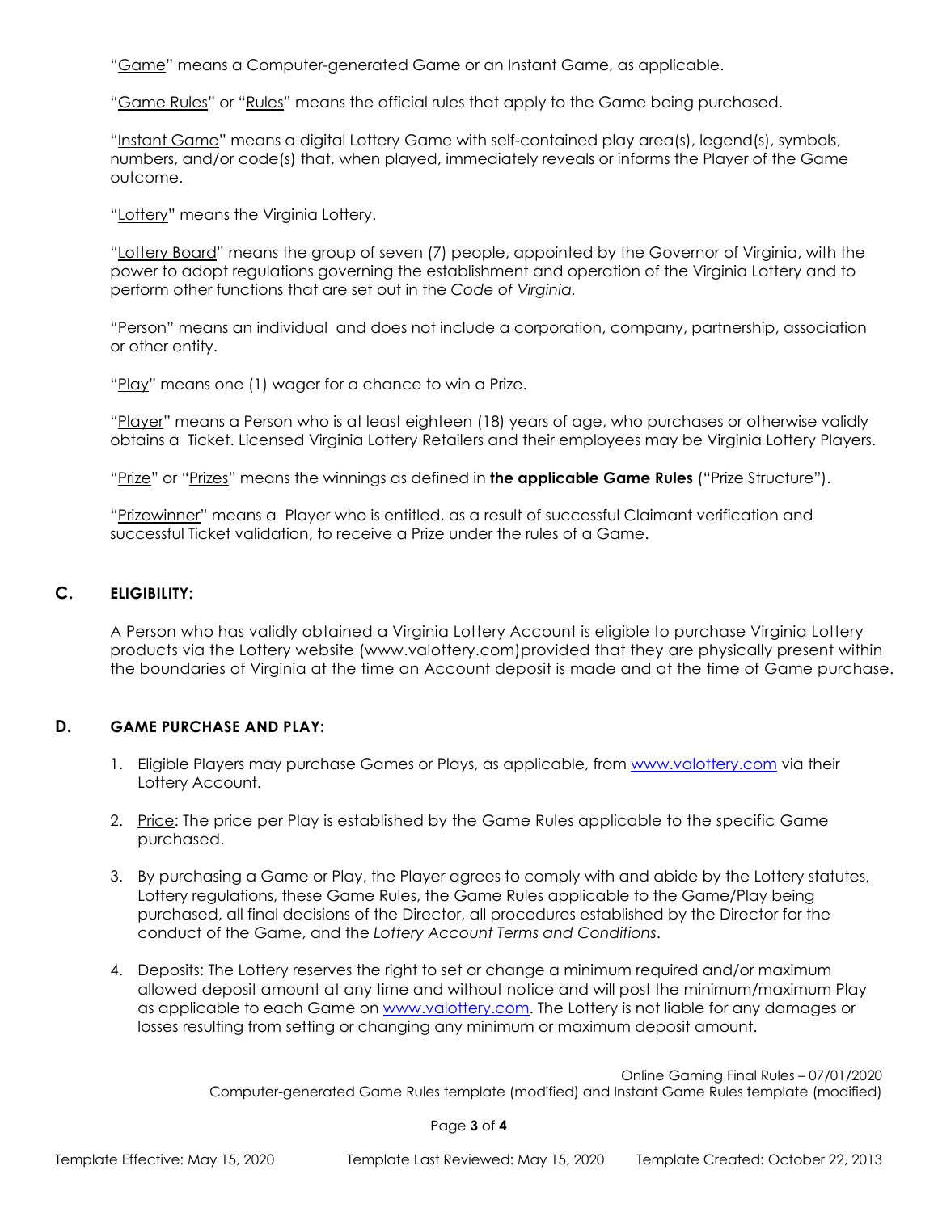"<u>Game</u>" means a Computer-generated Game or an Instant Game, as applicable.

"<u>Game Rules</u>" or "<u>Rules</u>" means the official rules that apply to the Game being purchased.

"<u>Instant Game</u>" means a digital Lottery Game with self-contained play area(s), legend(s), symbols, numbers, and/or code(s) that, when played, immediately reveals or informs the Player of the Game outcome.

"<u>Lottery</u>" means the Virginia Lottery.

"<u>Lottery Board</u>" means the group of seven (7) people, appointed by the Governor of Virginia, with the power to adopt regulations governing the establishment and operation of the Virginia Lottery and to perform other functions that are set out in the *Code of Virginia.*

"<u>Person</u>" means an individual and does not include a corporation, company, partnership, association or other entity.

"<u>Play</u>" means one (1) wager for a chance to win a Prize.

"<u>Player</u>" means a Person who is at least eighteen (18) years of age, who purchases or otherwise validly obtains a Ticket. Licensed Virginia Lottery Retailers and their employees may be Virginia Lottery Players.

"<u>Prize</u>" or "<u>Prizes</u>" means the winnings as defined in **the applicable Game Rules** ("Prize Structure").

"<u>Prizewinner</u>" means a Player who is entitled, as a result of successful Claimant verification and successful Ticket validation, to receive a Prize under the rules of a Game.

## C. ELIGIBILITY:

A Person who has validly obtained a Virginia Lottery Account is eligible to purchase Virginia Lottery products via the Lottery website (www.valottery.com)provided that they are physically present within the boundaries of Virginia at the time an Account deposit is made and at the time of Game purchase.

## D. GAME PURCHASE AND PLAY:

1. Eligible Players may purchase Games or Plays, as applicable, from [www.valottery.com](http://www.valottery.com) via their Lottery Account.
2. <u>Price</u>: The price per Play is established by the Game Rules applicable to the specific Game purchased.
3. By purchasing a Game or Play, the Player agrees to comply with and abide by the Lottery statutes, Lottery regulations, these Game Rules, the Game Rules applicable to the Game/Play being purchased, all final decisions of the Director, all procedures established by the Director for the conduct of the Game, and the *Lottery Account Terms and Conditions*.
4. <u>Deposits:</u> The Lottery reserves the right to set or change a minimum required and/or maximum allowed deposit amount at any time and without notice and will post the minimum/maximum Play as applicable to each Game on [www.valottery.com](http://www.valottery.com). The Lottery is not liable for any damages or losses resulting from setting or changing any minimum or maximum deposit amount.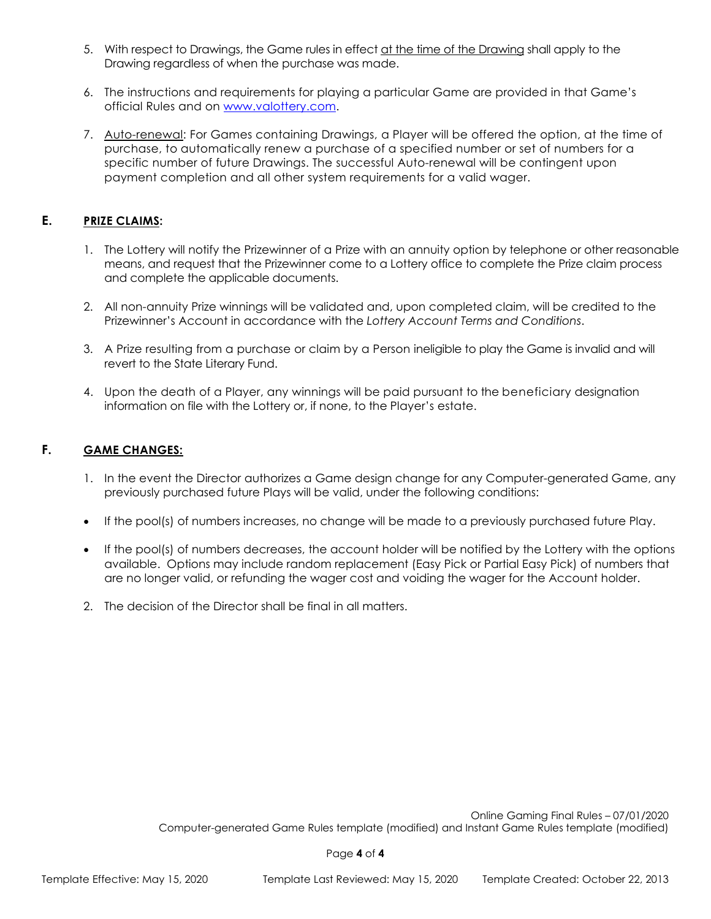5. With respect to Drawings, the Game rules in effect at the time of the Drawing shall apply to the Drawing regardless of when the purchase was made.

6. The instructions and requirements for playing a particular Game are provided in that Game's official Rules and on [www.valottery.com](www.valottery.com).

7. Auto-renewal: For Games containing Drawings, a Player will be offered the option, at the time of purchase, to automatically renew a purchase of a specified number or set of numbers for a specific number of future Drawings. The successful Auto-renewal will be contingent upon payment completion and all other system requirements for a valid wager.

## E. PRIZE CLAIMS:

1. The Lottery will notify the Prizewinner of a Prize with an annuity option by telephone or other reasonable means, and request that the Prizewinner come to a Lottery office to complete the Prize claim process and complete the applicable documents.

2. All non-annuity Prize winnings will be validated and, upon completed claim, will be credited to the Prizewinner's Account in accordance with the *Lottery Account Terms and Conditions*.

3. A Prize resulting from a purchase or claim by a Person ineligible to play the Game is invalid and will revert to the State Literary Fund.

4. Upon the death of a Player, any winnings will be paid pursuant to the beneficiary designation information on file with the Lottery or, if none, to the Player's estate.

## F. GAME CHANGES:

1. In the event the Director authorizes a Game design change for any Computer-generated Game, any previously purchased future Plays will be valid, under the following conditions:

- If the pool(s) of numbers increases, no change will be made to a previously purchased future Play.
- If the pool(s) of numbers decreases, the account holder will be notified by the Lottery with the options available. Options may include random replacement (Easy Pick or Partial Easy Pick) of numbers that are no longer valid, or refunding the wager cost and voiding the wager for the Account holder.

2. The decision of the Director shall be final in all matters.